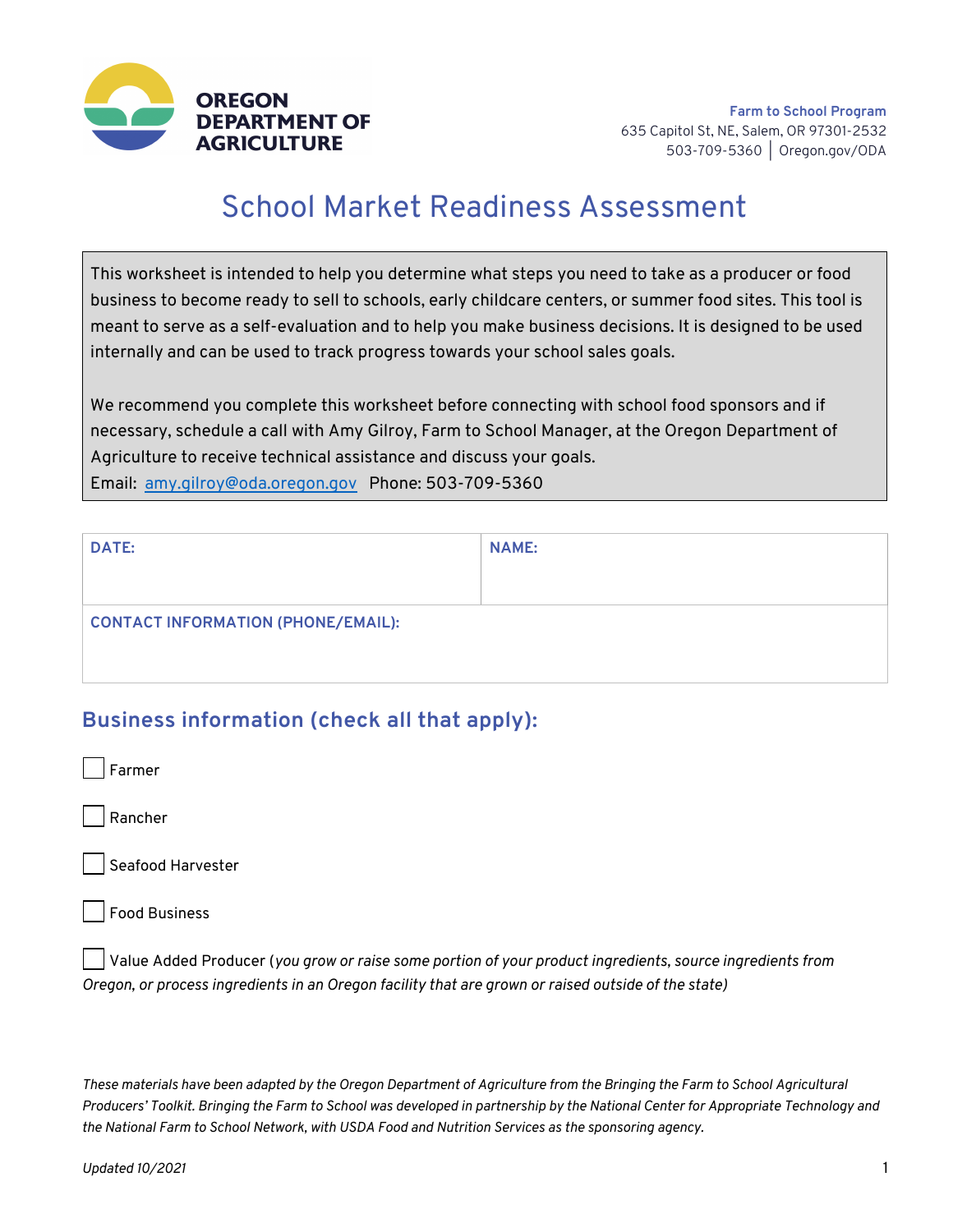**OREGON DEPARTMENT OF AGRICULTURE**

**Farm to School Program**
635 Capitol St, NE, Salem, OR 97301-2532
503-709-5360 | Oregon.gov/ODA

# School Market Readiness Assessment

This worksheet is intended to help you determine what steps you need to take as a producer or food business to become ready to sell to schools, early childcare centers, or summer food sites. This tool is meant to serve as a self-evaluation and to help you make business decisions. It is designed to be used internally and can be used to track progress towards your school sales goals.

We recommend you complete this worksheet before connecting with school food sponsors and if necessary, schedule a call with Amy Gilroy, Farm to School Manager, at the Oregon Department of Agriculture to receive technical assistance and discuss your goals.
Email: amy.gilroy@oda.oregon.gov Phone: 503-709-5360

| DATE: | NAME: |
|---|---|
| **CONTACT INFORMATION (PHONE/EMAIL):** | |

## Business information (check all that apply):

- ☐ Farmer
- ☐ Rancher
- ☐ Seafood Harvester
- ☐ Food Business
- ☐ Value Added Producer (*you grow or raise some portion of your product ingredients, source ingredients from Oregon, or process ingredients in an Oregon facility that are grown or raised outside of the state*)

*These materials have been adapted by the Oregon Department of Agriculture from the Bringing the Farm to School Agricultural Producers' Toolkit. Bringing the Farm to School was developed in partnership by the National Center for Appropriate Technology and the National Farm to School Network, with USDA Food and Nutrition Services as the sponsoring agency.*

*Updated 10/2021*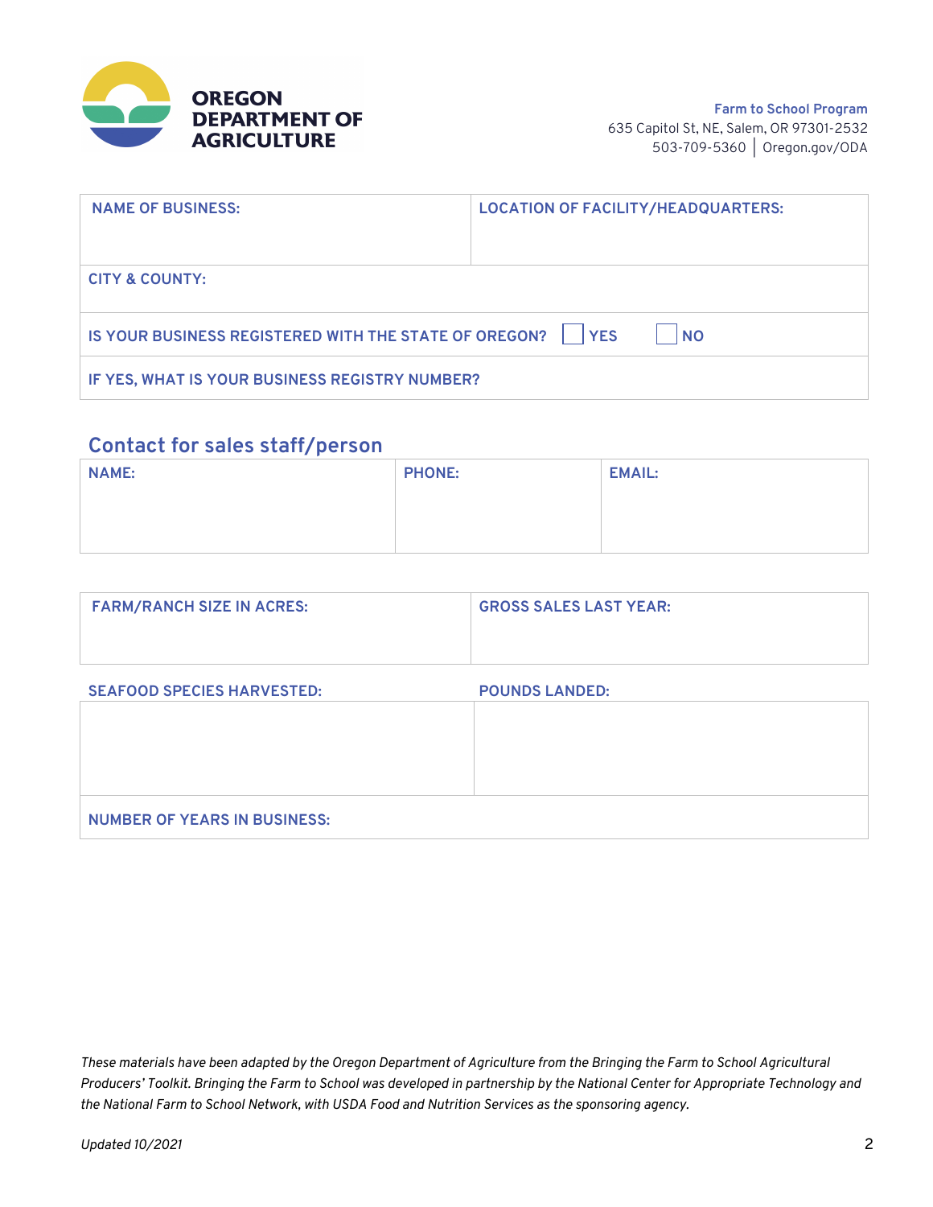**OREGON DEPARTMENT OF AGRICULTURE**

**Farm to School Program**
635 Capitol St, NE, Salem, OR 97301-2532
503-709-5360 | Oregon.gov/ODA

| NAME OF BUSINESS: | LOCATION OF FACILITY/HEADQUARTERS: |
|---|---|
| CITY & COUNTY: | |
| IS YOUR BUSINESS REGISTERED WITH THE STATE OF OREGON? ☐ YES ☐ NO | |
| IF YES, WHAT IS YOUR BUSINESS REGISTRY NUMBER? | |

## Contact for sales staff/person

| NAME: | PHONE: | EMAIL: |
|---|---|---|
| | | |

| FARM/RANCH SIZE IN ACRES: | GROSS SALES LAST YEAR: |
|---|---|
| | |

| SEAFOOD SPECIES HARVESTED: | POUNDS LANDED: |
|---|---|
| | |
| NUMBER OF YEARS IN BUSINESS: | |

*These materials have been adapted by the Oregon Department of Agriculture from the Bringing the Farm to School Agricultural Producers' Toolkit. Bringing the Farm to School was developed in partnership by the National Center for Appropriate Technology and the National Farm to School Network, with USDA Food and Nutrition Services as the sponsoring agency.*

*Updated 10/2021*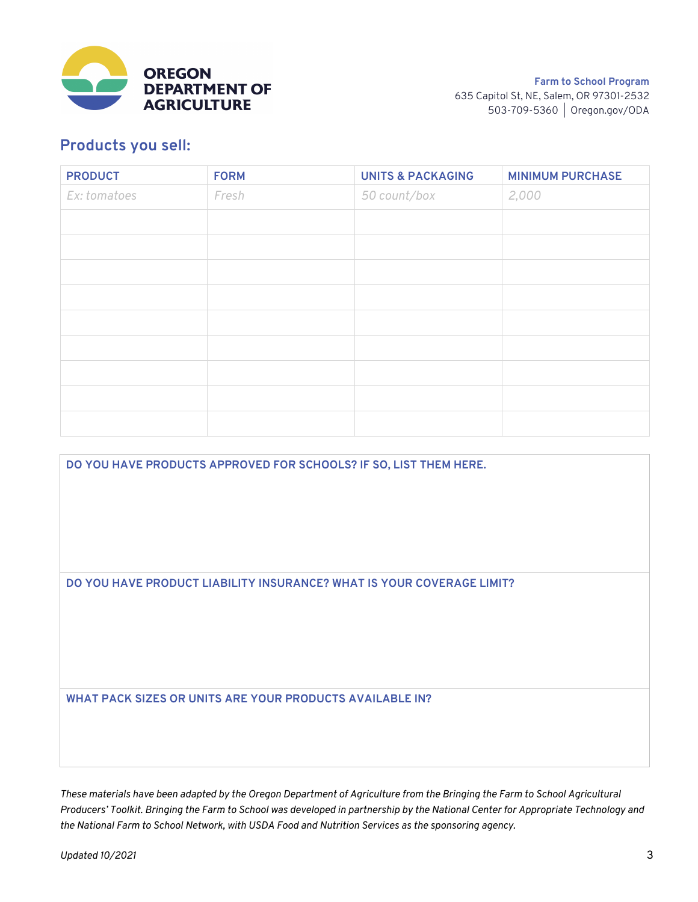**OREGON DEPARTMENT OF AGRICULTURE**

**Farm to School Program**
635 Capitol St, NE, Salem, OR 97301-2532
503-709-5360 | Oregon.gov/ODA

## Products you sell:

| PRODUCT | FORM | UNITS & PACKAGING | MINIMUM PURCHASE |
| --- | --- | --- | --- |
| *Ex: tomatoes* | *Fresh* | *50 count/box* | *2,000* |
| | | | |
| | | | |
| | | | |
| | | | |
| | | | |
| | | | |
| | | | |
| | | | |
| | | | |

**DO YOU HAVE PRODUCTS APPROVED FOR SCHOOLS? IF SO, LIST THEM HERE.**

**DO YOU HAVE PRODUCT LIABILITY INSURANCE? WHAT IS YOUR COVERAGE LIMIT?**

**WHAT PACK SIZES OR UNITS ARE YOUR PRODUCTS AVAILABLE IN?**

*These materials have been adapted by the Oregon Department of Agriculture from the Bringing the Farm to School Agricultural Producers' Toolkit. Bringing the Farm to School was developed in partnership by the National Center for Appropriate Technology and the National Farm to School Network, with USDA Food and Nutrition Services as the sponsoring agency.*

*Updated 10/2021*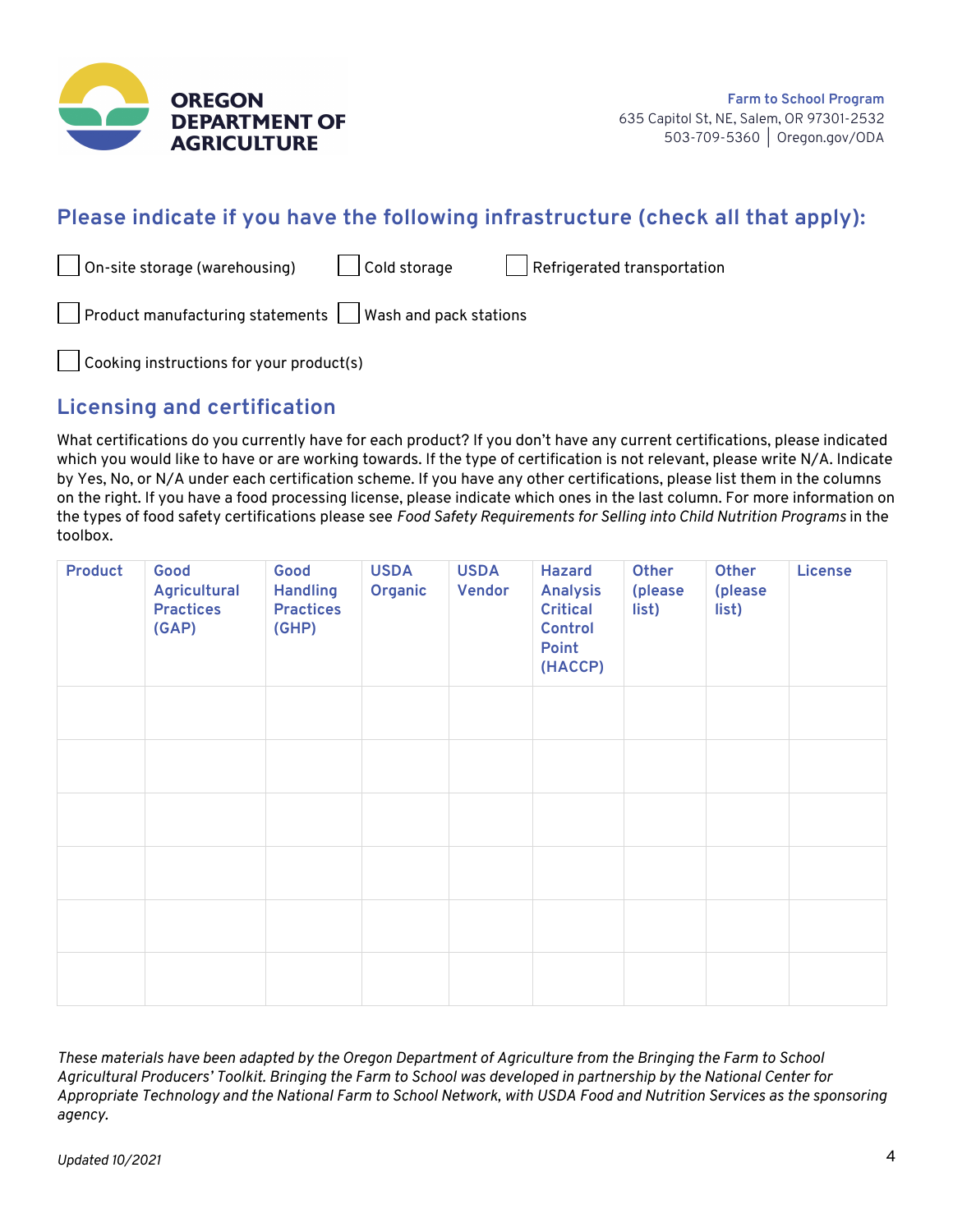## Please indicate if you have the following infrastructure (check all that apply):

- [ ] On-site storage (warehousing)
- [ ] Cold storage
- [ ] Refrigerated transportation
- [ ] Product manufacturing statements
- [ ] Wash and pack stations
- [ ] Cooking instructions for your product(s)

## Licensing and certification

What certifications do you currently have for each product? If you don't have any current certifications, please indicated which you would like to have or are working towards. If the type of certification is not relevant, please write N/A. Indicate by Yes, No, or N/A under each certification scheme. If you have any other certifications, please list them in the columns on the right. If you have a food processing license, please indicate which ones in the last column. For more information on the types of food safety certifications please see *Food Safety Requirements for Selling into Child Nutrition Programs* in the toolbox.

| Product | Good Agricultural Practices (GAP) | Good Handling Practices (GHP) | USDA Organic | USDA Vendor | Hazard Analysis Critical Control Point (HACCP) | Other (please list) | Other (please list) | License |
|---|---|---|---|---|---|---|---|---|
| | | | | | | | | |
| | | | | | | | | |
| | | | | | | | | |
| | | | | | | | | |
| | | | | | | | | |
| | | | | | | | | |

*These materials have been adapted by the Oregon Department of Agriculture from the Bringing the Farm to School Agricultural Producers' Toolkit. Bringing the Farm to School was developed in partnership by the National Center for Appropriate Technology and the National Farm to School Network, with USDA Food and Nutrition Services as the sponsoring agency.*

*Updated 10/2021*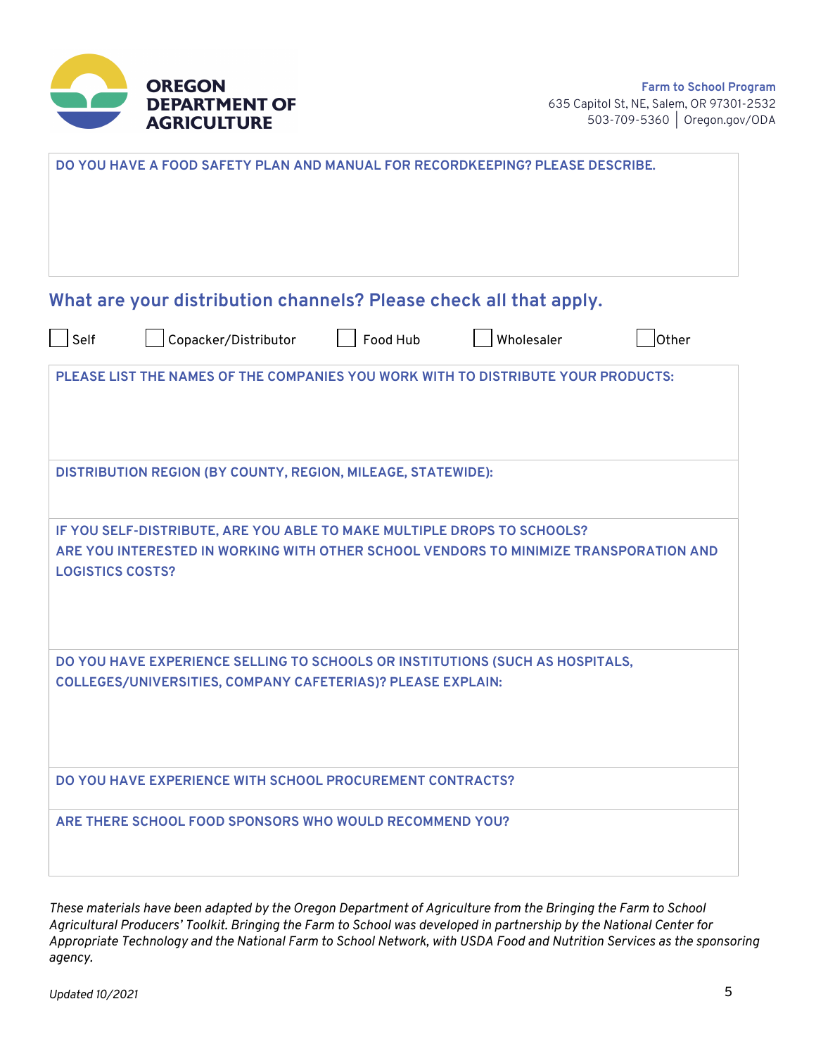**Farm to School Program**
635 Capitol St, NE, Salem, OR 97301-2532
503-709-5360 | Oregon.gov/ODA

**DO YOU HAVE A FOOD SAFETY PLAN AND MANUAL FOR RECORDKEEPING? PLEASE DESCRIBE.**

## What are your distribution channels? Please check all that apply.

☐ Self ☐ Copacker/Distributor ☐ Food Hub ☐ Wholesaler ☐ Other

**PLEASE LIST THE NAMES OF THE COMPANIES YOU WORK WITH TO DISTRIBUTE YOUR PRODUCTS:**

**DISTRIBUTION REGION (BY COUNTY, REGION, MILEAGE, STATEWIDE):**

**IF YOU SELF-DISTRIBUTE, ARE YOU ABLE TO MAKE MULTIPLE DROPS TO SCHOOLS?**
**ARE YOU INTERESTED IN WORKING WITH OTHER SCHOOL VENDORS TO MINIMIZE TRANSPORATION AND LOGISTICS COSTS?**

**DO YOU HAVE EXPERIENCE SELLING TO SCHOOLS OR INSTITUTIONS (SUCH AS HOSPITALS, COLLEGES/UNIVERSITIES, COMPANY CAFETERIAS)? PLEASE EXPLAIN:**

**DO YOU HAVE EXPERIENCE WITH SCHOOL PROCUREMENT CONTRACTS?**

**ARE THERE SCHOOL FOOD SPONSORS WHO WOULD RECOMMEND YOU?**

*These materials have been adapted by the Oregon Department of Agriculture from the Bringing the Farm to School Agricultural Producers' Toolkit. Bringing the Farm to School was developed in partnership by the National Center for Appropriate Technology and the National Farm to School Network, with USDA Food and Nutrition Services as the sponsoring agency.*

*Updated 10/2021*